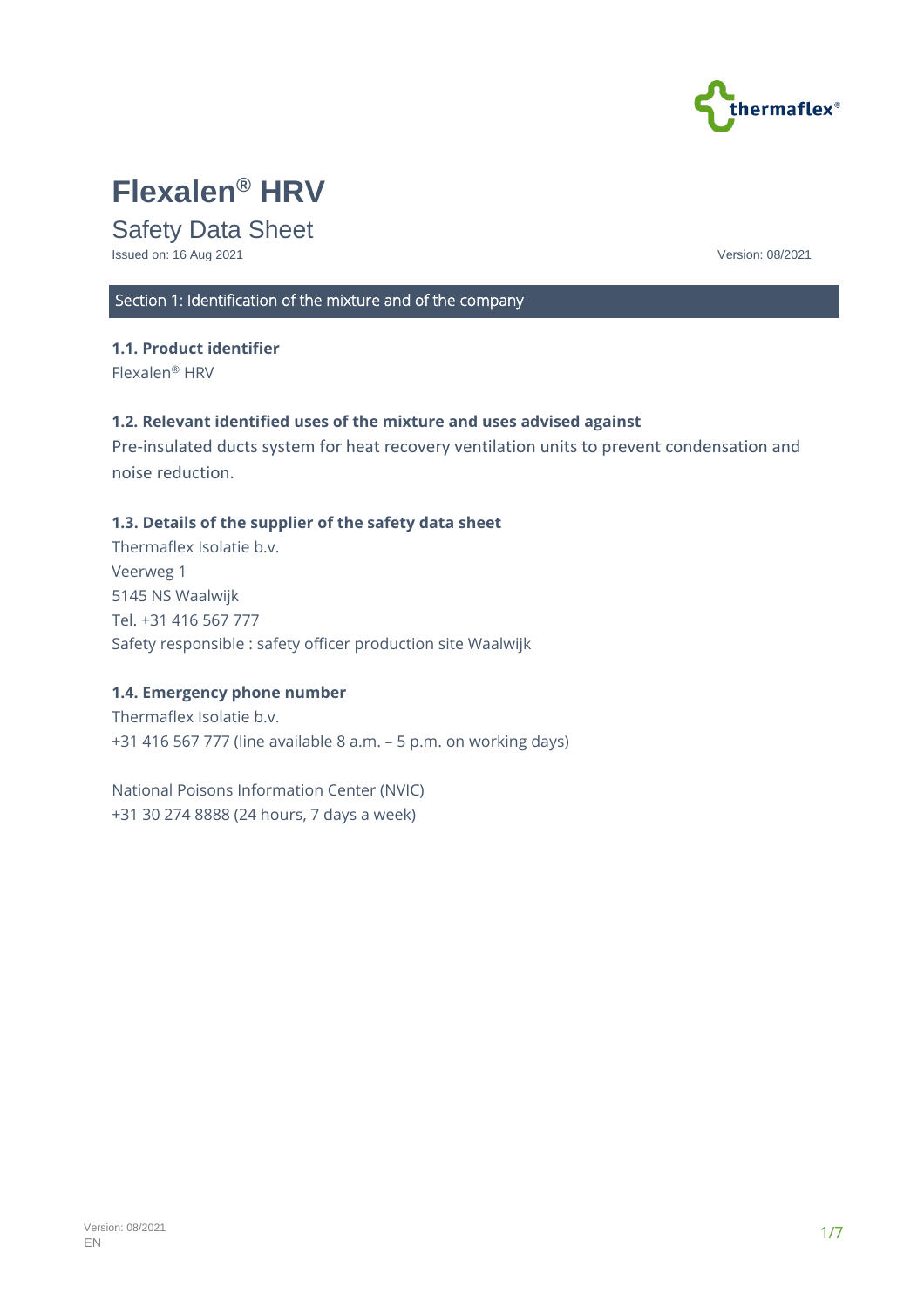# Flexalen® HRV

Safety Data Sheet

Issued on: 16 Aug 2021

Version: 08/2021

## Section 1: Identification of the mixture and of the company

### 1.1. Product identifier

Flexalen® HRV

### 1.2. Relevant identified uses of the mixture and uses advised against

Pre-insulated ducts system for heat recovery ventilation units to prevent condensation and noise reduction.

### 1.3. Details of the supplier of the safety data sheet

Thermaflex Isolatie b.v.
Veerweg 1
5145 NS Waalwijk
Tel. +31 416 567 777
Safety responsible : safety officer production site Waalwijk

### 1.4. Emergency phone number

Thermaflex Isolatie b.v.
+31 416 567 777 (line available 8 a.m. – 5 p.m. on working days)

National Poisons Information Center (NVIC)
+31 30 274 8888 (24 hours, 7 days a week)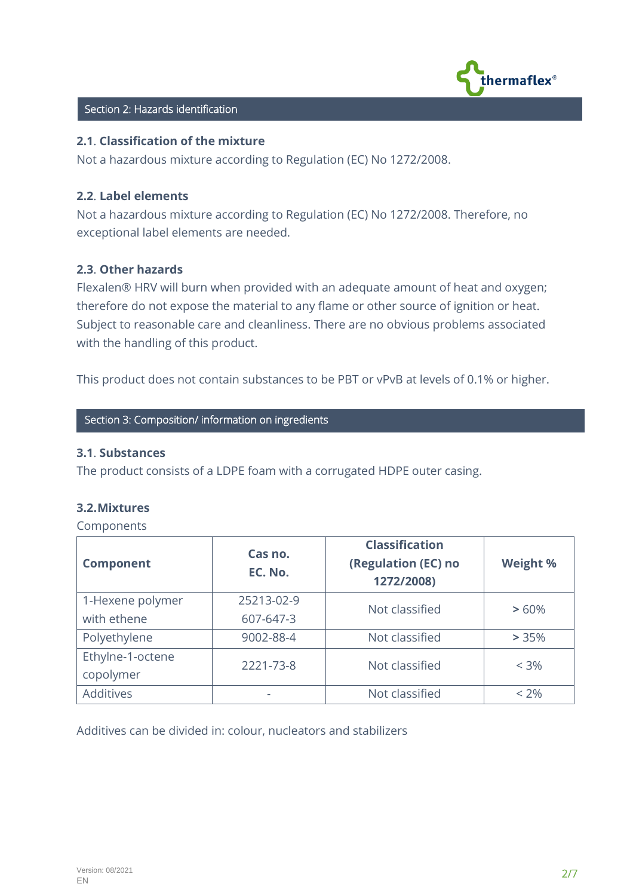## Section 2: Hazards identification

### 2.1. Classification of the mixture

Not a hazardous mixture according to Regulation (EC) No 1272/2008.

### 2.2. Label elements

Not a hazardous mixture according to Regulation (EC) No 1272/2008. Therefore, no exceptional label elements are needed.

### 2.3. Other hazards

Flexalen® HRV will burn when provided with an adequate amount of heat and oxygen; therefore do not expose the material to any flame or other source of ignition or heat. Subject to reasonable care and cleanliness. There are no obvious problems associated with the handling of this product.

This product does not contain substances to be PBT or vPvB at levels of 0.1% or higher.

## Section 3: Composition/ information on ingredients

### 3.1. Substances

The product consists of a LDPE foam with a corrugated HDPE outer casing.

### 3.2. Mixtures

Components

| Component | Cas no. EC. No. | Classification (Regulation (EC) no 1272/2008) | Weight % |
|---|---|---|---|
| 1-Hexene polymer with ethene | 25213-02-9 607-647-3 | Not classified | > 60% |
| Polyethylene | 9002-88-4 | Not classified | > 35% |
| Ethylne-1-octene copolymer | 2221-73-8 | Not classified | < 3% |
| Additives | - | Not classified | < 2% |

Additives can be divided in: colour, nucleators and stabilizers

Version: 08/2021
EN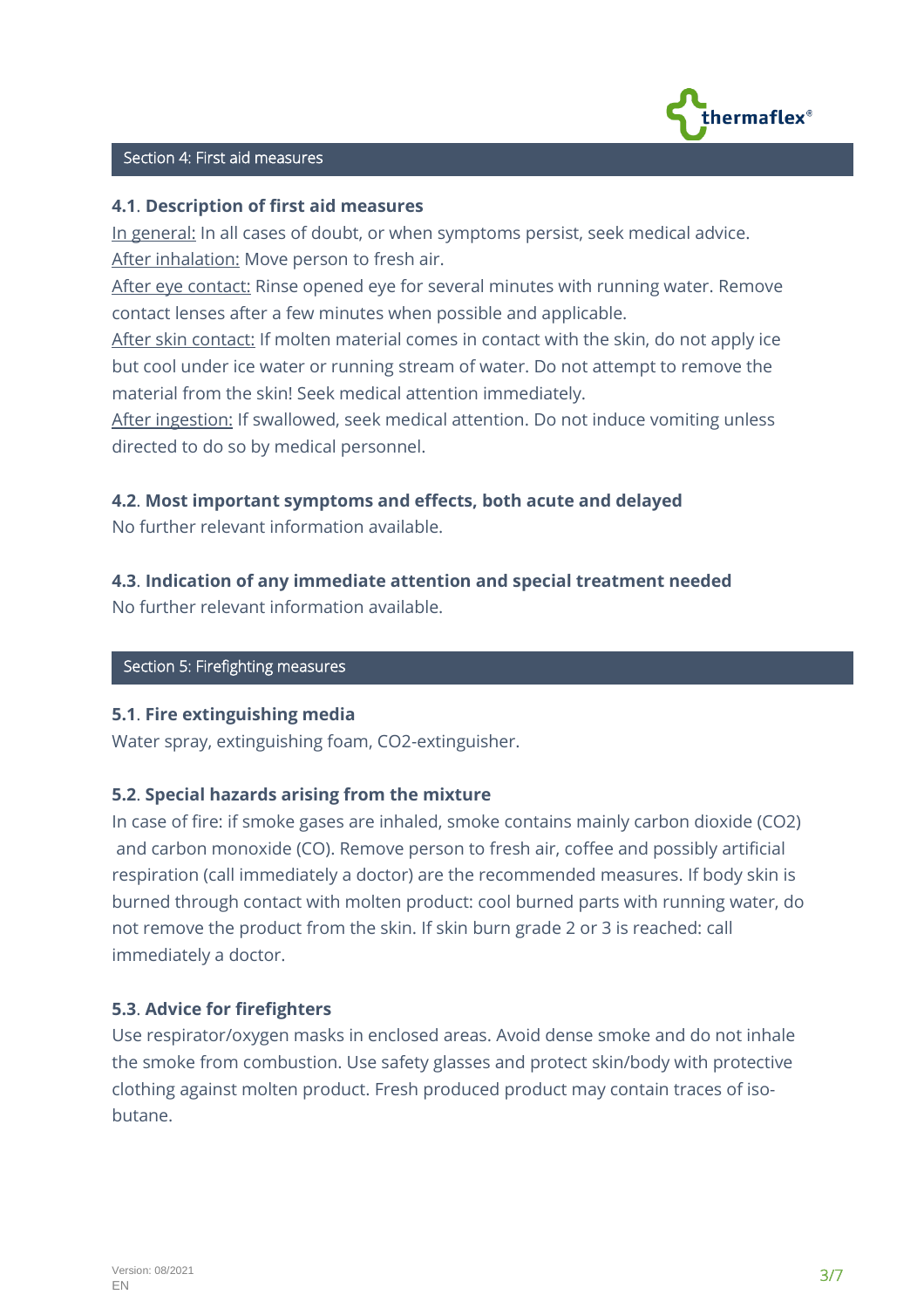## Section 4: First aid measures

### 4.1. Description of first aid measures

In general: In all cases of doubt, or when symptoms persist, seek medical advice.
After inhalation: Move person to fresh air.
After eye contact: Rinse opened eye for several minutes with running water. Remove contact lenses after a few minutes when possible and applicable.
After skin contact: If molten material comes in contact with the skin, do not apply ice but cool under ice water or running stream of water. Do not attempt to remove the material from the skin! Seek medical attention immediately.
After ingestion: If swallowed, seek medical attention. Do not induce vomiting unless directed to do so by medical personnel.

### 4.2. Most important symptoms and effects, both acute and delayed

No further relevant information available.

### 4.3. Indication of any immediate attention and special treatment needed

No further relevant information available.

## Section 5: Firefighting measures

### 5.1. Fire extinguishing media

Water spray, extinguishing foam, $CO_2$-extinguisher.

### 5.2. Special hazards arising from the mixture

In case of fire: if smoke gases are inhaled, smoke contains mainly carbon dioxide ($CO_2$) and carbon monoxide (CO). Remove person to fresh air, coffee and possibly artificial respiration (call immediately a doctor) are the recommended measures. If body skin is burned through contact with molten product: cool burned parts with running water, do not remove the product from the skin. If skin burn grade 2 or 3 is reached: call immediately a doctor.

### 5.3. Advice for firefighters

Use respirator/oxygen masks in enclosed areas. Avoid dense smoke and do not inhale the smoke from combustion. Use safety glasses and protect skin/body with protective clothing against molten product. Fresh produced product may contain traces of iso-butane.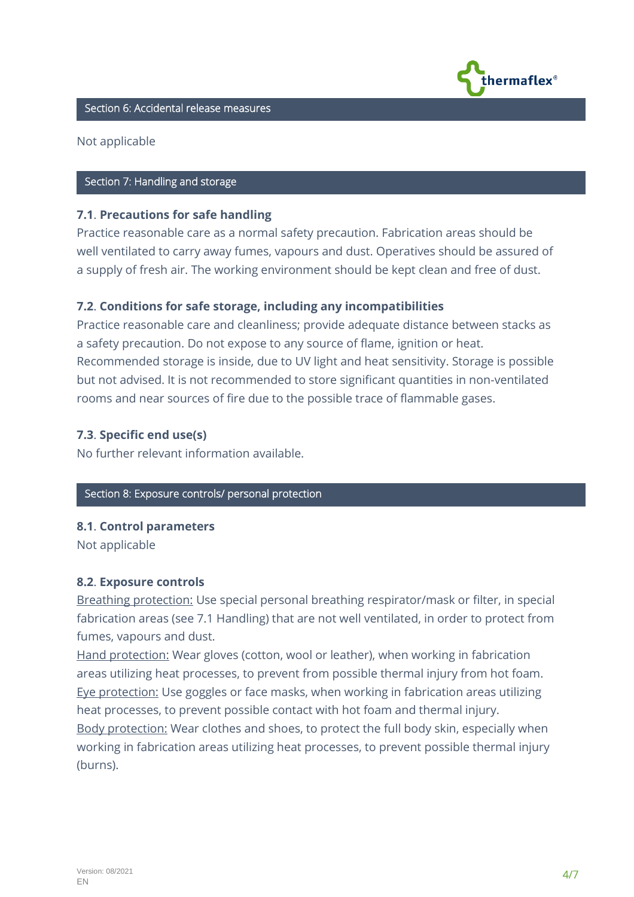## Section 6: Accidental release measures

Not applicable

## Section 7: Handling and storage

### 7.1. Precautions for safe handling

Practice reasonable care as a normal safety precaution. Fabrication areas should be well ventilated to carry away fumes, vapours and dust. Operatives should be assured of a supply of fresh air. The working environment should be kept clean and free of dust.

### 7.2. Conditions for safe storage, including any incompatibilities

Practice reasonable care and cleanliness; provide adequate distance between stacks as a safety precaution. Do not expose to any source of flame, ignition or heat. Recommended storage is inside, due to UV light and heat sensitivity. Storage is possible but not advised. It is not recommended to store significant quantities in non-ventilated rooms and near sources of fire due to the possible trace of flammable gases.

### 7.3. Specific end use(s)

No further relevant information available.

## Section 8: Exposure controls/ personal protection

### 8.1. Control parameters

Not applicable

### 8.2. Exposure controls

Breathing protection: Use special personal breathing respirator/mask or filter, in special fabrication areas (see 7.1 Handling) that are not well ventilated, in order to protect from fumes, vapours and dust.

Hand protection: Wear gloves (cotton, wool or leather), when working in fabrication areas utilizing heat processes, to prevent from possible thermal injury from hot foam.

Eye protection: Use goggles or face masks, when working in fabrication areas utilizing heat processes, to prevent possible contact with hot foam and thermal injury.

Body protection: Wear clothes and shoes, to protect the full body skin, especially when working in fabrication areas utilizing heat processes, to prevent possible thermal injury (burns).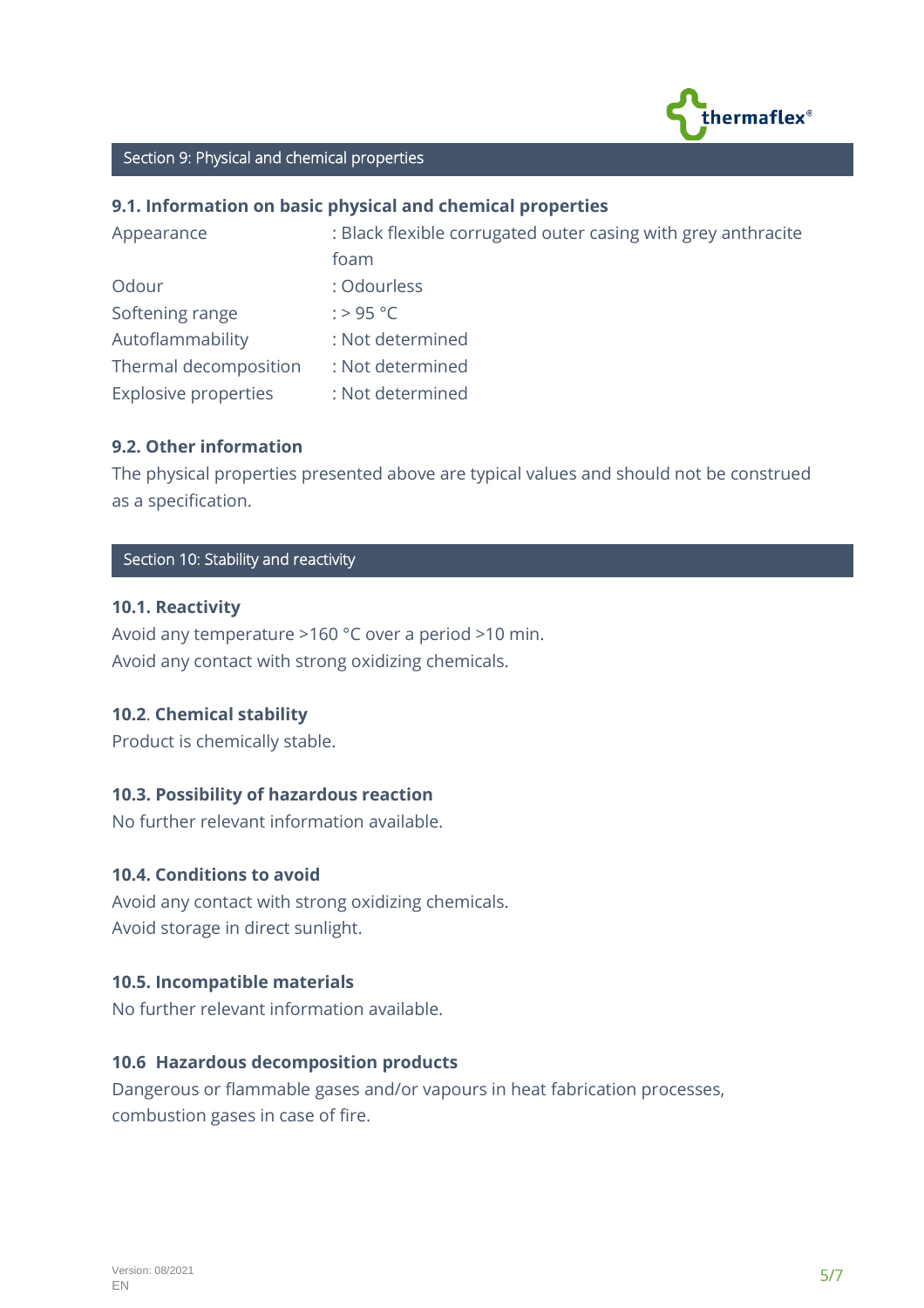## Section 9: Physical and chemical properties

### 9.1. Information on basic physical and chemical properties

| | |
|---|---|
| Appearance | : Black flexible corrugated outer casing with grey anthracite foam |
| Odour | : Odourless |
| Softening range | : > 95 °C |
| Autoflammability | : Not determined |
| Thermal decomposition | : Not determined |
| Explosive properties | : Not determined |

### 9.2. Other information

The physical properties presented above are typical values and should not be construed as a specification.

## Section 10: Stability and reactivity

### 10.1. Reactivity

Avoid any temperature >160 °C over a period >10 min.
Avoid any contact with strong oxidizing chemicals.

### 10.2. Chemical stability

Product is chemically stable.

### 10.3. Possibility of hazardous reaction

No further relevant information available.

### 10.4. Conditions to avoid

Avoid any contact with strong oxidizing chemicals.
Avoid storage in direct sunlight.

### 10.5. Incompatible materials

No further relevant information available.

### 10.6 Hazardous decomposition products

Dangerous or flammable gases and/or vapours in heat fabrication processes, combustion gases in case of fire.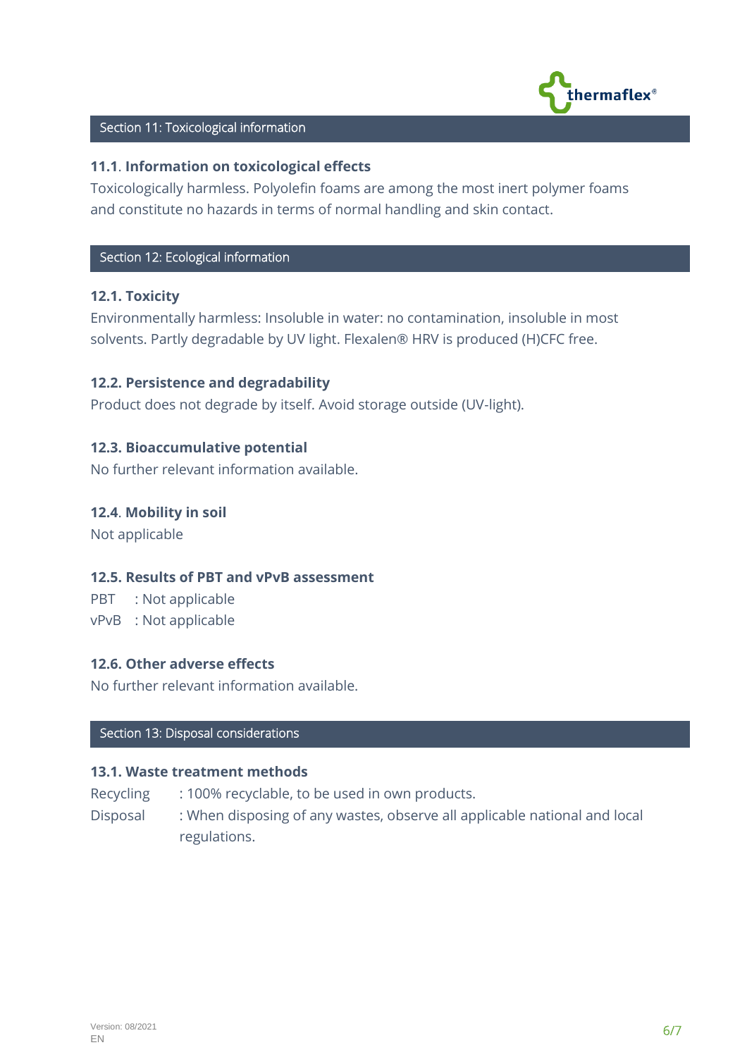## Section 11: Toxicological information

### 11.1. Information on toxicological effects

Toxicologically harmless. Polyolefin foams are among the most inert polymer foams and constitute no hazards in terms of normal handling and skin contact.

## Section 12: Ecological information

### 12.1. Toxicity

Environmentally harmless: Insoluble in water: no contamination, insoluble in most solvents. Partly degradable by UV light. Flexalen® HRV is produced (H)CFC free.

### 12.2. Persistence and degradability

Product does not degrade by itself. Avoid storage outside (UV-light).

### 12.3. Bioaccumulative potential

No further relevant information available.

### 12.4. Mobility in soil

Not applicable

### 12.5. Results of PBT and vPvB assessment

PBT : Not applicable
vPvB : Not applicable

### 12.6. Other adverse effects

No further relevant information available.

## Section 13: Disposal considerations

### 13.1. Waste treatment methods

Recycling : 100% recyclable, to be used in own products.
Disposal : When disposing of any wastes, observe all applicable national and local regulations.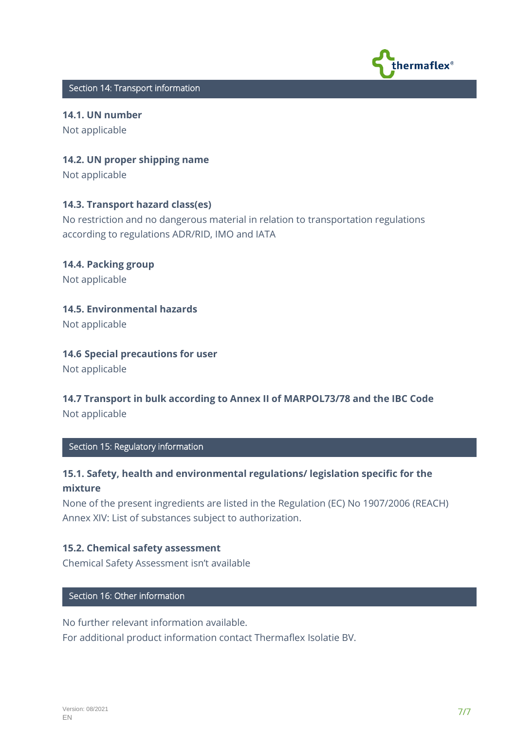## Section 14: Transport information

### 14.1. UN number

Not applicable

### 14.2. UN proper shipping name

Not applicable

### 14.3. Transport hazard class(es)

No restriction and no dangerous material in relation to transportation regulations according to regulations ADR/RID, IMO and IATA

### 14.4. Packing group

Not applicable

### 14.5. Environmental hazards

Not applicable

### 14.6 Special precautions for user

Not applicable

### 14.7 Transport in bulk according to Annex II of MARPOL73/78 and the IBC Code

Not applicable

## Section 15: Regulatory information

### 15.1. Safety, health and environmental regulations/ legislation specific for the mixture

None of the present ingredients are listed in the Regulation (EC) No 1907/2006 (REACH) Annex XIV: List of substances subject to authorization.

### 15.2. Chemical safety assessment

Chemical Safety Assessment isn't available

## Section 16: Other information

No further relevant information available.

For additional product information contact Thermaflex Isolatie BV.

Version: 08/2021
EN